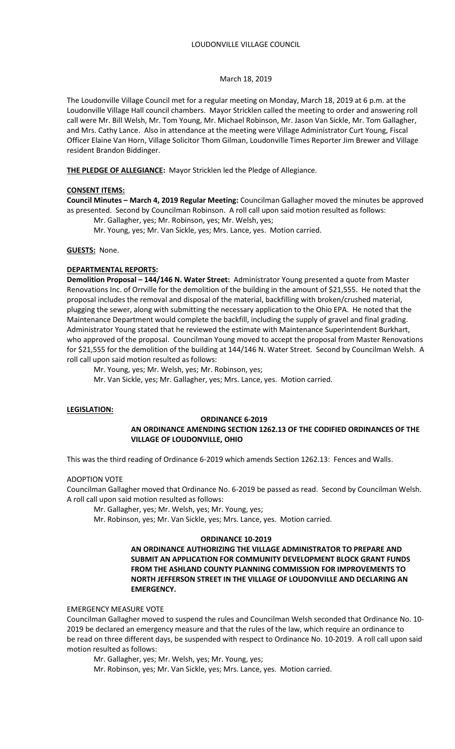# LOUDONVILLE VILLAGE COUNCIL

March 18, 2019

The Loudonville Village Council met for a regular meeting on Monday, March 18, 2019 at 6 p.m. at the Loudonville Village Hall council chambers. Mayor Stricklen called the meeting to order and answering roll call were Mr. Bill Welsh, Mr. Tom Young, Mr. Michael Robinson, Mr. Jason Van Sickle, Mr. Tom Gallagher, and Mrs. Cathy Lance. Also in attendance at the meeting were Village Administrator Curt Young, Fiscal Officer Elaine Van Horn, Village Solicitor Thom Gilman, Loudonville Times Reporter Jim Brewer and Village resident Brandon Biddinger.

**THE PLEDGE OF ALLEGIANCE:** Mayor Stricklen led the Pledge of Allegiance.

**CONSENT ITEMS:**

**Council Minutes – March 4, 2019 Regular Meeting:** Councilman Gallagher moved the minutes be approved as presented. Second by Councilman Robinson. A roll call upon said motion resulted as follows:

Mr. Gallagher, yes; Mr. Robinson, yes; Mr. Welsh, yes;
Mr. Young, yes; Mr. Van Sickle, yes; Mrs. Lance, yes. Motion carried.

**GUESTS:** None.

**DEPARTMENTAL REPORTS:**

**Demolition Proposal – 144/146 N. Water Street:** Administrator Young presented a quote from Master Renovations Inc. of Orrville for the demolition of the building in the amount of $21,555. He noted that the proposal includes the removal and disposal of the material, backfilling with broken/crushed material, plugging the sewer, along with submitting the necessary application to the Ohio EPA. He noted that the Maintenance Department would complete the backfill, including the supply of gravel and final grading. Administrator Young stated that he reviewed the estimate with Maintenance Superintendent Burkhart, who approved of the proposal. Councilman Young moved to accept the proposal from Master Renovations for $21,555 for the demolition of the building at 144/146 N. Water Street. Second by Councilman Welsh. A roll call upon said motion resulted as follows:

Mr. Young, yes; Mr. Welsh, yes; Mr. Robinson, yes;
Mr. Van Sickle, yes; Mr. Gallagher, yes; Mrs. Lance, yes. Motion carried.

**LEGISLATION:**

**ORDINANCE 6-2019**

**AN ORDINANCE AMENDING SECTION 1262.13 OF THE CODIFIED ORDINANCES OF THE VILLAGE OF LOUDONVILLE, OHIO**

This was the third reading of Ordinance 6-2019 which amends Section 1262.13: Fences and Walls.

ADOPTION VOTE

Councilman Gallagher moved that Ordinance No. 6-2019 be passed as read. Second by Councilman Welsh. A roll call upon said motion resulted as follows:

Mr. Gallagher, yes; Mr. Welsh, yes; Mr. Young, yes;
Mr. Robinson, yes; Mr. Van Sickle, yes; Mrs. Lance, yes. Motion carried.

**ORDINANCE 10-2019**

**AN ORDINANCE AUTHORIZING THE VILLAGE ADMINISTRATOR TO PREPARE AND SUBMIT AN APPLICATION FOR COMMUNITY DEVELOPMENT BLOCK GRANT FUNDS FROM THE ASHLAND COUNTY PLANNING COMMISSION FOR IMPROVEMENTS TO NORTH JEFFERSON STREET IN THE VILLAGE OF LOUDONVILLE AND DECLARING AN EMERGENCY.**

EMERGENCY MEASURE VOTE

Councilman Gallagher moved to suspend the rules and Councilman Welsh seconded that Ordinance No. 10-2019 be declared an emergency measure and that the rules of the law, which require an ordinance to be read on three different days, be suspended with respect to Ordinance No. 10-2019. A roll call upon said motion resulted as follows:

Mr. Gallagher, yes; Mr. Welsh, yes; Mr. Young, yes;
Mr. Robinson, yes; Mr. Van Sickle, yes; Mrs. Lance, yes. Motion carried.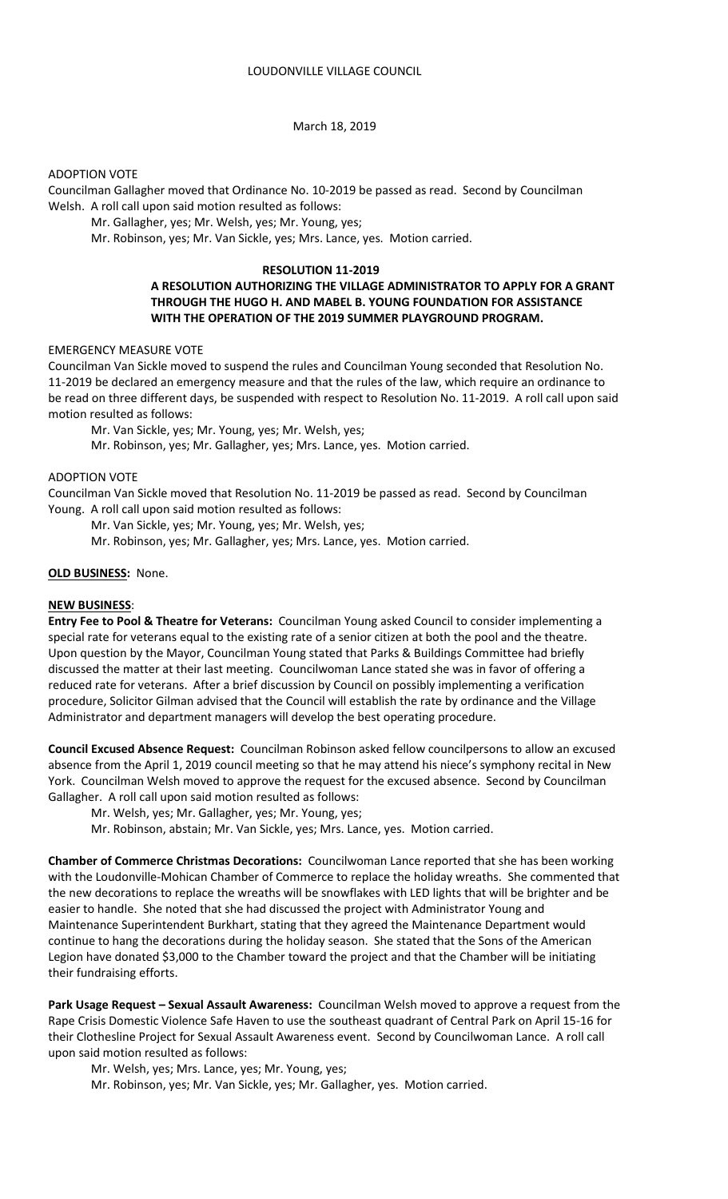LOUDONVILLE VILLAGE COUNCIL

March 18, 2019

ADOPTION VOTE

Councilman Gallagher moved that Ordinance No. 10-2019 be passed as read. Second by Councilman Welsh. A roll call upon said motion resulted as follows:

Mr. Gallagher, yes; Mr. Welsh, yes; Mr. Young, yes;
Mr. Robinson, yes; Mr. Van Sickle, yes; Mrs. Lance, yes. Motion carried.

**RESOLUTION 11-2019**

**A RESOLUTION AUTHORIZING THE VILLAGE ADMINISTRATOR TO APPLY FOR A GRANT THROUGH THE HUGO H. AND MABEL B. YOUNG FOUNDATION FOR ASSISTANCE WITH THE OPERATION OF THE 2019 SUMMER PLAYGROUND PROGRAM.**

EMERGENCY MEASURE VOTE

Councilman Van Sickle moved to suspend the rules and Councilman Young seconded that Resolution No. 11-2019 be declared an emergency measure and that the rules of the law, which require an ordinance to be read on three different days, be suspended with respect to Resolution No. 11-2019. A roll call upon said motion resulted as follows:

Mr. Van Sickle, yes; Mr. Young, yes; Mr. Welsh, yes;
Mr. Robinson, yes; Mr. Gallagher, yes; Mrs. Lance, yes. Motion carried.

ADOPTION VOTE

Councilman Van Sickle moved that Resolution No. 11-2019 be passed as read. Second by Councilman Young. A roll call upon said motion resulted as follows:

Mr. Van Sickle, yes; Mr. Young, yes; Mr. Welsh, yes;
Mr. Robinson, yes; Mr. Gallagher, yes; Mrs. Lance, yes. Motion carried.

**OLD BUSINESS:** None.

**NEW BUSINESS**:

**Entry Fee to Pool & Theatre for Veterans:** Councilman Young asked Council to consider implementing a special rate for veterans equal to the existing rate of a senior citizen at both the pool and the theatre. Upon question by the Mayor, Councilman Young stated that Parks & Buildings Committee had briefly discussed the matter at their last meeting. Councilwoman Lance stated she was in favor of offering a reduced rate for veterans. After a brief discussion by Council on possibly implementing a verification procedure, Solicitor Gilman advised that the Council will establish the rate by ordinance and the Village Administrator and department managers will develop the best operating procedure.

**Council Excused Absence Request:** Councilman Robinson asked fellow councilpersons to allow an excused absence from the April 1, 2019 council meeting so that he may attend his niece's symphony recital in New York. Councilman Welsh moved to approve the request for the excused absence. Second by Councilman Gallagher. A roll call upon said motion resulted as follows:

Mr. Welsh, yes; Mr. Gallagher, yes; Mr. Young, yes;
Mr. Robinson, abstain; Mr. Van Sickle, yes; Mrs. Lance, yes. Motion carried.

**Chamber of Commerce Christmas Decorations:** Councilwoman Lance reported that she has been working with the Loudonville-Mohican Chamber of Commerce to replace the holiday wreaths. She commented that the new decorations to replace the wreaths will be snowflakes with LED lights that will be brighter and be easier to handle. She noted that she had discussed the project with Administrator Young and Maintenance Superintendent Burkhart, stating that they agreed the Maintenance Department would continue to hang the decorations during the holiday season. She stated that the Sons of the American Legion have donated $3,000 to the Chamber toward the project and that the Chamber will be initiating their fundraising efforts.

**Park Usage Request – Sexual Assault Awareness:** Councilman Welsh moved to approve a request from the Rape Crisis Domestic Violence Safe Haven to use the southeast quadrant of Central Park on April 15-16 for their Clothesline Project for Sexual Assault Awareness event. Second by Councilwoman Lance. A roll call upon said motion resulted as follows:

Mr. Welsh, yes; Mrs. Lance, yes; Mr. Young, yes;
Mr. Robinson, yes; Mr. Van Sickle, yes; Mr. Gallagher, yes. Motion carried.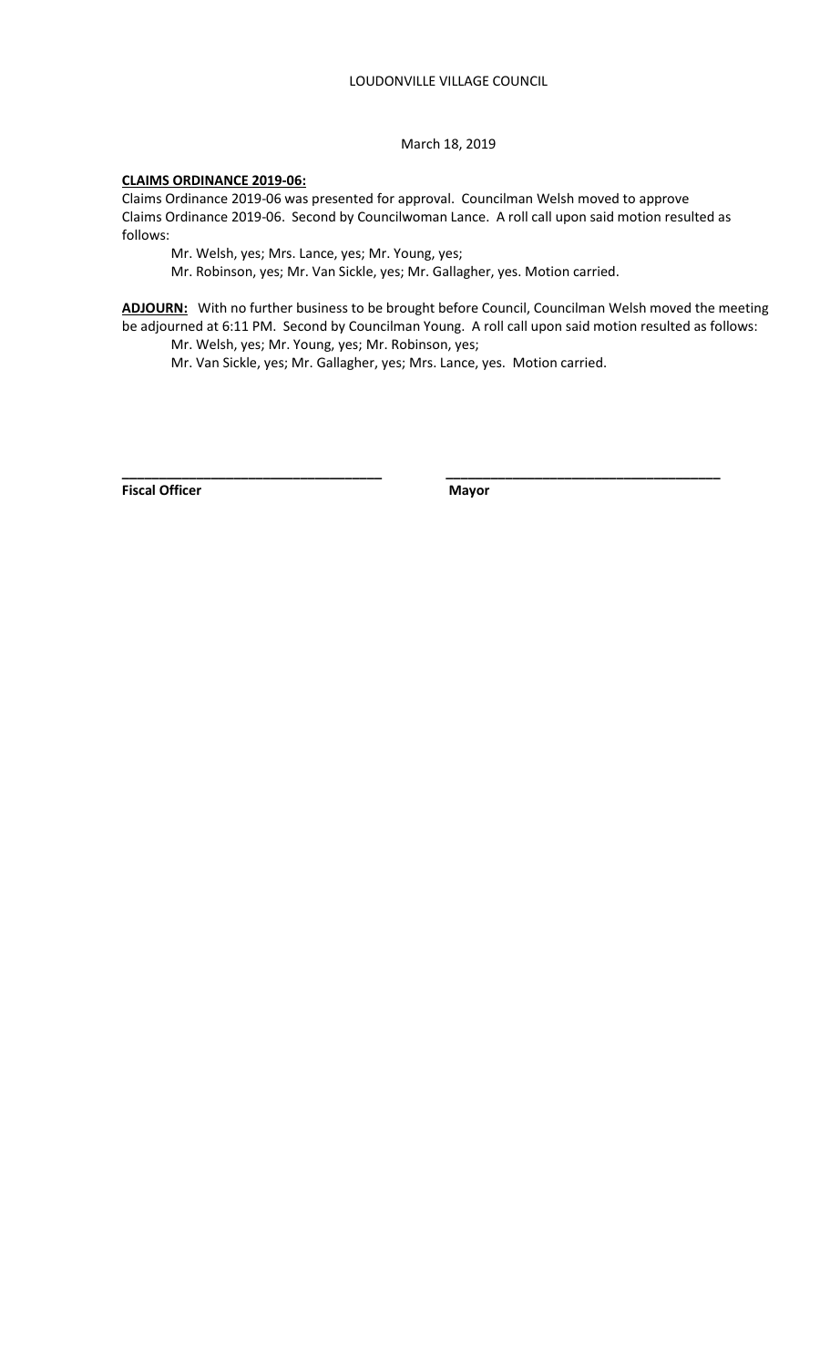March 18, 2019

**CLAIMS ORDINANCE 2019-06:**

Claims Ordinance 2019-06 was presented for approval. Councilman Welsh moved to approve Claims Ordinance 2019-06. Second by Councilwoman Lance. A roll call upon said motion resulted as follows:

Mr. Welsh, yes; Mrs. Lance, yes; Mr. Young, yes;
Mr. Robinson, yes; Mr. Van Sickle, yes; Mr. Gallagher, yes. Motion carried.

**ADJOURN:** With no further business to be brought before Council, Councilman Welsh moved the meeting be adjourned at 6:11 PM. Second by Councilman Young. A roll call upon said motion resulted as follows:

Mr. Welsh, yes; Mr. Young, yes; Mr. Robinson, yes;
Mr. Van Sickle, yes; Mr. Gallagher, yes; Mrs. Lance, yes. Motion carried.

\_\_\_\_\_\_\_\_\_\_\_\_\_\_\_\_\_\_\_\_\_\_\_\_\_\_\_\_\_\_\_\_\_\_\_ \_\_\_\_\_\_\_\_\_\_\_\_\_\_\_\_\_\_\_\_\_\_\_\_\_\_\_\_\_\_\_\_\_\_\_\_\_

**Fiscal Officer** **Mayor**